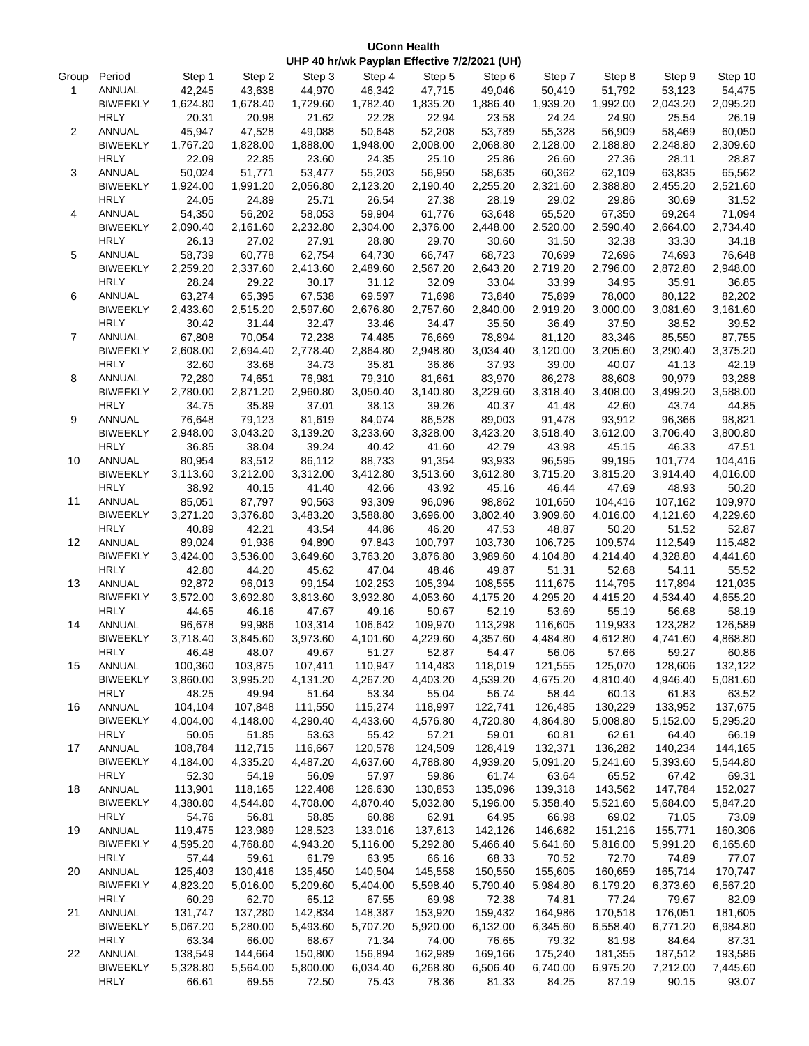**UConn Health**

**UHP 40 hr/wk Payplan Effective 7/2/2021 (UH)**

| Group | Period | Step 1 | Step 2 | Step 3 | Step 4 | Step 5 | Step 6 | Step 7 | Step 8 | Step 9 | Step 10 |
|---|---|---|---|---|---|---|---|---|---|---|---|
| 1 | ANNUAL | 42,245 | 43,638 | 44,970 | 46,342 | 47,715 | 49,046 | 50,419 | 51,792 | 53,123 | 54,475 |
| | BIWEEKLY | 1,624.80 | 1,678.40 | 1,729.60 | 1,782.40 | 1,835.20 | 1,886.40 | 1,939.20 | 1,992.00 | 2,043.20 | 2,095.20 |
| | HRLY | 20.31 | 20.98 | 21.62 | 22.28 | 22.94 | 23.58 | 24.24 | 24.90 | 25.54 | 26.19 |
| 2 | ANNUAL | 45,947 | 47,528 | 49,088 | 50,648 | 52,208 | 53,789 | 55,328 | 56,909 | 58,469 | 60,050 |
| | BIWEEKLY | 1,767.20 | 1,828.00 | 1,888.00 | 1,948.00 | 2,008.00 | 2,068.80 | 2,128.00 | 2,188.80 | 2,248.80 | 2,309.60 |
| | HRLY | 22.09 | 22.85 | 23.60 | 24.35 | 25.10 | 25.86 | 26.60 | 27.36 | 28.11 | 28.87 |
| 3 | ANNUAL | 50,024 | 51,771 | 53,477 | 55,203 | 56,950 | 58,635 | 60,362 | 62,109 | 63,835 | 65,562 |
| | BIWEEKLY | 1,924.00 | 1,991.20 | 2,056.80 | 2,123.20 | 2,190.40 | 2,255.20 | 2,321.60 | 2,388.80 | 2,455.20 | 2,521.60 |
| | HRLY | 24.05 | 24.89 | 25.71 | 26.54 | 27.38 | 28.19 | 29.02 | 29.86 | 30.69 | 31.52 |
| 4 | ANNUAL | 54,350 | 56,202 | 58,053 | 59,904 | 61,776 | 63,648 | 65,520 | 67,350 | 69,264 | 71,094 |
| | BIWEEKLY | 2,090.40 | 2,161.60 | 2,232.80 | 2,304.00 | 2,376.00 | 2,448.00 | 2,520.00 | 2,590.40 | 2,664.00 | 2,734.40 |
| | HRLY | 26.13 | 27.02 | 27.91 | 28.80 | 29.70 | 30.60 | 31.50 | 32.38 | 33.30 | 34.18 |
| 5 | ANNUAL | 58,739 | 60,778 | 62,754 | 64,730 | 66,747 | 68,723 | 70,699 | 72,696 | 74,693 | 76,648 |
| | BIWEEKLY | 2,259.20 | 2,337.60 | 2,413.60 | 2,489.60 | 2,567.20 | 2,643.20 | 2,719.20 | 2,796.00 | 2,872.80 | 2,948.00 |
| | HRLY | 28.24 | 29.22 | 30.17 | 31.12 | 32.09 | 33.04 | 33.99 | 34.95 | 35.91 | 36.85 |
| 6 | ANNUAL | 63,274 | 65,395 | 67,538 | 69,597 | 71,698 | 73,840 | 75,899 | 78,000 | 80,122 | 82,202 |
| | BIWEEKLY | 2,433.60 | 2,515.20 | 2,597.60 | 2,676.80 | 2,757.60 | 2,840.00 | 2,919.20 | 3,000.00 | 3,081.60 | 3,161.60 |
| | HRLY | 30.42 | 31.44 | 32.47 | 33.46 | 34.47 | 35.50 | 36.49 | 37.50 | 38.52 | 39.52 |
| 7 | ANNUAL | 67,808 | 70,054 | 72,238 | 74,485 | 76,669 | 78,894 | 81,120 | 83,346 | 85,550 | 87,755 |
| | BIWEEKLY | 2,608.00 | 2,694.40 | 2,778.40 | 2,864.80 | 2,948.80 | 3,034.40 | 3,120.00 | 3,205.60 | 3,290.40 | 3,375.20 |
| | HRLY | 32.60 | 33.68 | 34.73 | 35.81 | 36.86 | 37.93 | 39.00 | 40.07 | 41.13 | 42.19 |
| 8 | ANNUAL | 72,280 | 74,651 | 76,981 | 79,310 | 81,661 | 83,970 | 86,278 | 88,608 | 90,979 | 93,288 |
| | BIWEEKLY | 2,780.00 | 2,871.20 | 2,960.80 | 3,050.40 | 3,140.80 | 3,229.60 | 3,318.40 | 3,408.00 | 3,499.20 | 3,588.00 |
| | HRLY | 34.75 | 35.89 | 37.01 | 38.13 | 39.26 | 40.37 | 41.48 | 42.60 | 43.74 | 44.85 |
| 9 | ANNUAL | 76,648 | 79,123 | 81,619 | 84,074 | 86,528 | 89,003 | 91,478 | 93,912 | 96,366 | 98,821 |
| | BIWEEKLY | 2,948.00 | 3,043.20 | 3,139.20 | 3,233.60 | 3,328.00 | 3,423.20 | 3,518.40 | 3,612.00 | 3,706.40 | 3,800.80 |
| | HRLY | 36.85 | 38.04 | 39.24 | 40.42 | 41.60 | 42.79 | 43.98 | 45.15 | 46.33 | 47.51 |
| 10 | ANNUAL | 80,954 | 83,512 | 86,112 | 88,733 | 91,354 | 93,933 | 96,595 | 99,195 | 101,774 | 104,416 |
| | BIWEEKLY | 3,113.60 | 3,212.00 | 3,312.00 | 3,412.80 | 3,513.60 | 3,612.80 | 3,715.20 | 3,815.20 | 3,914.40 | 4,016.00 |
| | HRLY | 38.92 | 40.15 | 41.40 | 42.66 | 43.92 | 45.16 | 46.44 | 47.69 | 48.93 | 50.20 |
| 11 | ANNUAL | 85,051 | 87,797 | 90,563 | 93,309 | 96,096 | 98,862 | 101,650 | 104,416 | 107,162 | 109,970 |
| | BIWEEKLY | 3,271.20 | 3,376.80 | 3,483.20 | 3,588.80 | 3,696.00 | 3,802.40 | 3,909.60 | 4,016.00 | 4,121.60 | 4,229.60 |
| | HRLY | 40.89 | 42.21 | 43.54 | 44.86 | 46.20 | 47.53 | 48.87 | 50.20 | 51.52 | 52.87 |
| 12 | ANNUAL | 89,024 | 91,936 | 94,890 | 97,843 | 100,797 | 103,730 | 106,725 | 109,574 | 112,549 | 115,482 |
| | BIWEEKLY | 3,424.00 | 3,536.00 | 3,649.60 | 3,763.20 | 3,876.80 | 3,989.60 | 4,104.80 | 4,214.40 | 4,328.80 | 4,441.60 |
| | HRLY | 42.80 | 44.20 | 45.62 | 47.04 | 48.46 | 49.87 | 51.31 | 52.68 | 54.11 | 55.52 |
| 13 | ANNUAL | 92,872 | 96,013 | 99,154 | 102,253 | 105,394 | 108,555 | 111,675 | 114,795 | 117,894 | 121,035 |
| | BIWEEKLY | 3,572.00 | 3,692.80 | 3,813.60 | 3,932.80 | 4,053.60 | 4,175.20 | 4,295.20 | 4,415.20 | 4,534.40 | 4,655.20 |
| | HRLY | 44.65 | 46.16 | 47.67 | 49.16 | 50.67 | 52.19 | 53.69 | 55.19 | 56.68 | 58.19 |
| 14 | ANNUAL | 96,678 | 99,986 | 103,314 | 106,642 | 109,970 | 113,298 | 116,605 | 119,933 | 123,282 | 126,589 |
| | BIWEEKLY | 3,718.40 | 3,845.60 | 3,973.60 | 4,101.60 | 4,229.60 | 4,357.60 | 4,484.80 | 4,612.80 | 4,741.60 | 4,868.80 |
| | HRLY | 46.48 | 48.07 | 49.67 | 51.27 | 52.87 | 54.47 | 56.06 | 57.66 | 59.27 | 60.86 |
| 15 | ANNUAL | 100,360 | 103,875 | 107,411 | 110,947 | 114,483 | 118,019 | 121,555 | 125,070 | 128,606 | 132,122 |
| | BIWEEKLY | 3,860.00 | 3,995.20 | 4,131.20 | 4,267.20 | 4,403.20 | 4,539.20 | 4,675.20 | 4,810.40 | 4,946.40 | 5,081.60 |
| | HRLY | 48.25 | 49.94 | 51.64 | 53.34 | 55.04 | 56.74 | 58.44 | 60.13 | 61.83 | 63.52 |
| 16 | ANNUAL | 104,104 | 107,848 | 111,550 | 115,274 | 118,997 | 122,741 | 126,485 | 130,229 | 133,952 | 137,675 |
| | BIWEEKLY | 4,004.00 | 4,148.00 | 4,290.40 | 4,433.60 | 4,576.80 | 4,720.80 | 4,864.80 | 5,008.80 | 5,152.00 | 5,295.20 |
| | HRLY | 50.05 | 51.85 | 53.63 | 55.42 | 57.21 | 59.01 | 60.81 | 62.61 | 64.40 | 66.19 |
| 17 | ANNUAL | 108,784 | 112,715 | 116,667 | 120,578 | 124,509 | 128,419 | 132,371 | 136,282 | 140,234 | 144,165 |
| | BIWEEKLY | 4,184.00 | 4,335.20 | 4,487.20 | 4,637.60 | 4,788.80 | 4,939.20 | 5,091.20 | 5,241.60 | 5,393.60 | 5,544.80 |
| | HRLY | 52.30 | 54.19 | 56.09 | 57.97 | 59.86 | 61.74 | 63.64 | 65.52 | 67.42 | 69.31 |
| 18 | ANNUAL | 113,901 | 118,165 | 122,408 | 126,630 | 130,853 | 135,096 | 139,318 | 143,562 | 147,784 | 152,027 |
| | BIWEEKLY | 4,380.80 | 4,544.80 | 4,708.00 | 4,870.40 | 5,032.80 | 5,196.00 | 5,358.40 | 5,521.60 | 5,684.00 | 5,847.20 |
| | HRLY | 54.76 | 56.81 | 58.85 | 60.88 | 62.91 | 64.95 | 66.98 | 69.02 | 71.05 | 73.09 |
| 19 | ANNUAL | 119,475 | 123,989 | 128,523 | 133,016 | 137,613 | 142,126 | 146,682 | 151,216 | 155,771 | 160,306 |
| | BIWEEKLY | 4,595.20 | 4,768.80 | 4,943.20 | 5,116.00 | 5,292.80 | 5,466.40 | 5,641.60 | 5,816.00 | 5,991.20 | 6,165.60 |
| | HRLY | 57.44 | 59.61 | 61.79 | 63.95 | 66.16 | 68.33 | 70.52 | 72.70 | 74.89 | 77.07 |
| 20 | ANNUAL | 125,403 | 130,416 | 135,450 | 140,504 | 145,558 | 150,550 | 155,605 | 160,659 | 165,714 | 170,747 |
| | BIWEEKLY | 4,823.20 | 5,016.00 | 5,209.60 | 5,404.00 | 5,598.40 | 5,790.40 | 5,984.80 | 6,179.20 | 6,373.60 | 6,567.20 |
| | HRLY | 60.29 | 62.70 | 65.12 | 67.55 | 69.98 | 72.38 | 74.81 | 77.24 | 79.67 | 82.09 |
| 21 | ANNUAL | 131,747 | 137,280 | 142,834 | 148,387 | 153,920 | 159,432 | 164,986 | 170,518 | 176,051 | 181,605 |
| | BIWEEKLY | 5,067.20 | 5,280.00 | 5,493.60 | 5,707.20 | 5,920.00 | 6,132.00 | 6,345.60 | 6,558.40 | 6,771.20 | 6,984.80 |
| | HRLY | 63.34 | 66.00 | 68.67 | 71.34 | 74.00 | 76.65 | 79.32 | 81.98 | 84.64 | 87.31 |
| 22 | ANNUAL | 138,549 | 144,664 | 150,800 | 156,894 | 162,989 | 169,166 | 175,240 | 181,355 | 187,512 | 193,586 |
| | BIWEEKLY | 5,328.80 | 5,564.00 | 5,800.00 | 6,034.40 | 6,268.80 | 6,506.40 | 6,740.00 | 6,975.20 | 7,212.00 | 7,445.60 |
| | HRLY | 66.61 | 69.55 | 72.50 | 75.43 | 78.36 | 81.33 | 84.25 | 87.19 | 90.15 | 93.07 |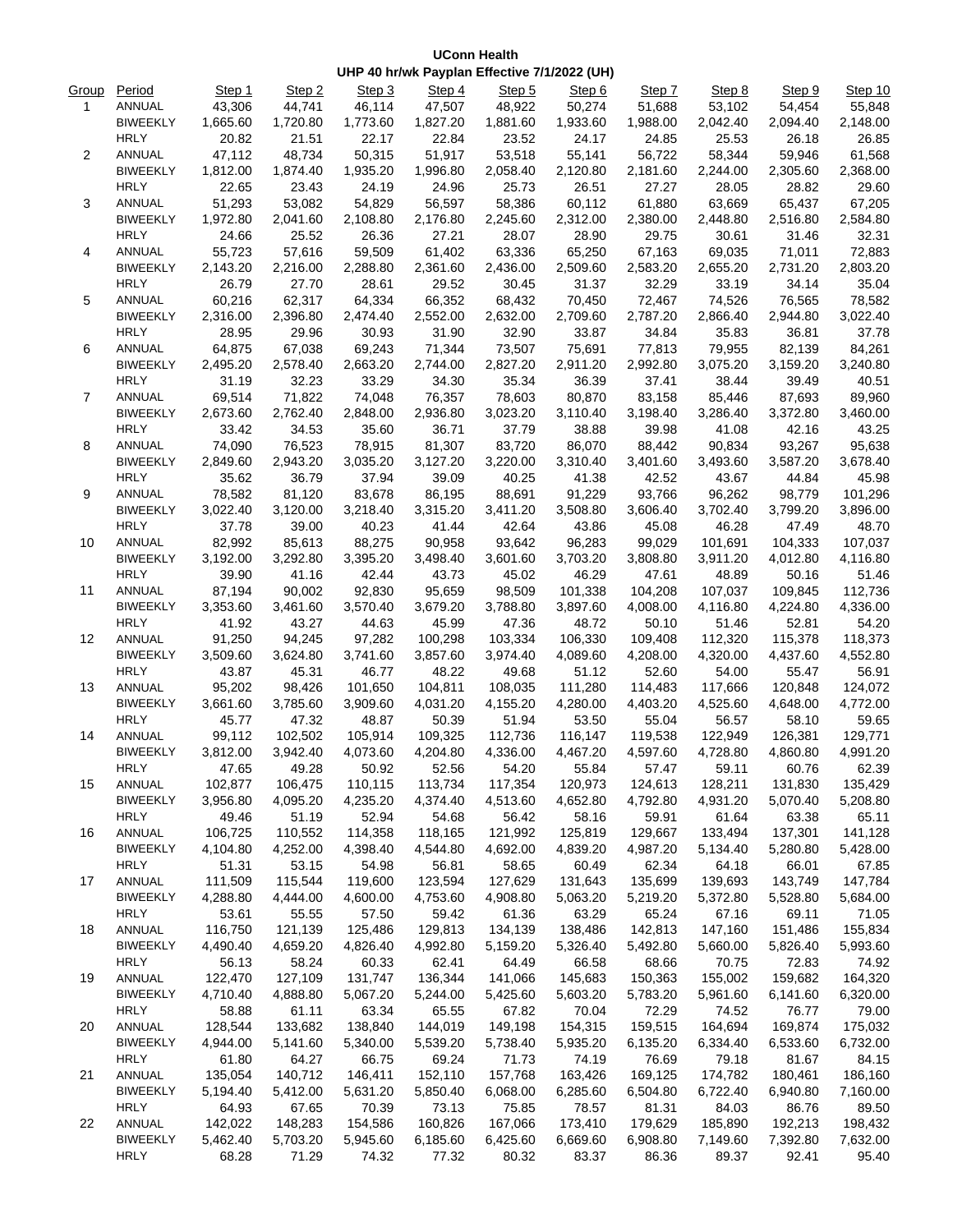**UConn Health**

**UHP 40 hr/wk Payplan Effective 7/1/2022 (UH)**

| Group | Period | Step 1 | Step 2 | Step 3 | Step 4 | Step 5 | Step 6 | Step 7 | Step 8 | Step 9 | Step 10 |
|---|---|---|---|---|---|---|---|---|---|---|---|
| 1 | ANNUAL | 43,306 | 44,741 | 46,114 | 47,507 | 48,922 | 50,274 | 51,688 | 53,102 | 54,454 | 55,848 |
| | BIWEEKLY | 1,665.60 | 1,720.80 | 1,773.60 | 1,827.20 | 1,881.60 | 1,933.60 | 1,988.00 | 2,042.40 | 2,094.40 | 2,148.00 |
| | HRLY | 20.82 | 21.51 | 22.17 | 22.84 | 23.52 | 24.17 | 24.85 | 25.53 | 26.18 | 26.85 |
| 2 | ANNUAL | 47,112 | 48,734 | 50,315 | 51,917 | 53,518 | 55,141 | 56,722 | 58,344 | 59,946 | 61,568 |
| | BIWEEKLY | 1,812.00 | 1,874.40 | 1,935.20 | 1,996.80 | 2,058.40 | 2,120.80 | 2,181.60 | 2,244.00 | 2,305.60 | 2,368.00 |
| | HRLY | 22.65 | 23.43 | 24.19 | 24.96 | 25.73 | 26.51 | 27.27 | 28.05 | 28.82 | 29.60 |
| 3 | ANNUAL | 51,293 | 53,082 | 54,829 | 56,597 | 58,386 | 60,112 | 61,880 | 63,669 | 65,437 | 67,205 |
| | BIWEEKLY | 1,972.80 | 2,041.60 | 2,108.80 | 2,176.80 | 2,245.60 | 2,312.00 | 2,380.00 | 2,448.80 | 2,516.80 | 2,584.80 |
| | HRLY | 24.66 | 25.52 | 26.36 | 27.21 | 28.07 | 28.90 | 29.75 | 30.61 | 31.46 | 32.31 |
| 4 | ANNUAL | 55,723 | 57,616 | 59,509 | 61,402 | 63,336 | 65,250 | 67,163 | 69,035 | 71,011 | 72,883 |
| | BIWEEKLY | 2,143.20 | 2,216.00 | 2,288.80 | 2,361.60 | 2,436.00 | 2,509.60 | 2,583.20 | 2,655.20 | 2,731.20 | 2,803.20 |
| | HRLY | 26.79 | 27.70 | 28.61 | 29.52 | 30.45 | 31.37 | 32.29 | 33.19 | 34.14 | 35.04 |
| 5 | ANNUAL | 60,216 | 62,317 | 64,334 | 66,352 | 68,432 | 70,450 | 72,467 | 74,526 | 76,565 | 78,582 |
| | BIWEEKLY | 2,316.00 | 2,396.80 | 2,474.40 | 2,552.00 | 2,632.00 | 2,709.60 | 2,787.20 | 2,866.40 | 2,944.80 | 3,022.40 |
| | HRLY | 28.95 | 29.96 | 30.93 | 31.90 | 32.90 | 33.87 | 34.84 | 35.83 | 36.81 | 37.78 |
| 6 | ANNUAL | 64,875 | 67,038 | 69,243 | 71,344 | 73,507 | 75,691 | 77,813 | 79,955 | 82,139 | 84,261 |
| | BIWEEKLY | 2,495.20 | 2,578.40 | 2,663.20 | 2,744.00 | 2,827.20 | 2,911.20 | 2,992.80 | 3,075.20 | 3,159.20 | 3,240.80 |
| | HRLY | 31.19 | 32.23 | 33.29 | 34.30 | 35.34 | 36.39 | 37.41 | 38.44 | 39.49 | 40.51 |
| 7 | ANNUAL | 69,514 | 71,822 | 74,048 | 76,357 | 78,603 | 80,870 | 83,158 | 85,446 | 87,693 | 89,960 |
| | BIWEEKLY | 2,673.60 | 2,762.40 | 2,848.00 | 2,936.80 | 3,023.20 | 3,110.40 | 3,198.40 | 3,286.40 | 3,372.80 | 3,460.00 |
| | HRLY | 33.42 | 34.53 | 35.60 | 36.71 | 37.79 | 38.88 | 39.98 | 41.08 | 42.16 | 43.25 |
| 8 | ANNUAL | 74,090 | 76,523 | 78,915 | 81,307 | 83,720 | 86,070 | 88,442 | 90,834 | 93,267 | 95,638 |
| | BIWEEKLY | 2,849.60 | 2,943.20 | 3,035.20 | 3,127.20 | 3,220.00 | 3,310.40 | 3,401.60 | 3,493.60 | 3,587.20 | 3,678.40 |
| | HRLY | 35.62 | 36.79 | 37.94 | 39.09 | 40.25 | 41.38 | 42.52 | 43.67 | 44.84 | 45.98 |
| 9 | ANNUAL | 78,582 | 81,120 | 83,678 | 86,195 | 88,691 | 91,229 | 93,766 | 96,262 | 98,779 | 101,296 |
| | BIWEEKLY | 3,022.40 | 3,120.00 | 3,218.40 | 3,315.20 | 3,411.20 | 3,508.80 | 3,606.40 | 3,702.40 | 3,799.20 | 3,896.00 |
| | HRLY | 37.78 | 39.00 | 40.23 | 41.44 | 42.64 | 43.86 | 45.08 | 46.28 | 47.49 | 48.70 |
| 10 | ANNUAL | 82,992 | 85,613 | 88,275 | 90,958 | 93,642 | 96,283 | 99,029 | 101,691 | 104,333 | 107,037 |
| | BIWEEKLY | 3,192.00 | 3,292.80 | 3,395.20 | 3,498.40 | 3,601.60 | 3,703.20 | 3,808.80 | 3,911.20 | 4,012.80 | 4,116.80 |
| | HRLY | 39.90 | 41.16 | 42.44 | 43.73 | 45.02 | 46.29 | 47.61 | 48.89 | 50.16 | 51.46 |
| 11 | ANNUAL | 87,194 | 90,002 | 92,830 | 95,659 | 98,509 | 101,338 | 104,208 | 107,037 | 109,845 | 112,736 |
| | BIWEEKLY | 3,353.60 | 3,461.60 | 3,570.40 | 3,679.20 | 3,788.80 | 3,897.60 | 4,008.00 | 4,116.80 | 4,224.80 | 4,336.00 |
| | HRLY | 41.92 | 43.27 | 44.63 | 45.99 | 47.36 | 48.72 | 50.10 | 51.46 | 52.81 | 54.20 |
| 12 | ANNUAL | 91,250 | 94,245 | 97,282 | 100,298 | 103,334 | 106,330 | 109,408 | 112,320 | 115,378 | 118,373 |
| | BIWEEKLY | 3,509.60 | 3,624.80 | 3,741.60 | 3,857.60 | 3,974.40 | 4,089.60 | 4,208.00 | 4,320.00 | 4,437.60 | 4,552.80 |
| | HRLY | 43.87 | 45.31 | 46.77 | 48.22 | 49.68 | 51.12 | 52.60 | 54.00 | 55.47 | 56.91 |
| 13 | ANNUAL | 95,202 | 98,426 | 101,650 | 104,811 | 108,035 | 111,280 | 114,483 | 117,666 | 120,848 | 124,072 |
| | BIWEEKLY | 3,661.60 | 3,785.60 | 3,909.60 | 4,031.20 | 4,155.20 | 4,280.00 | 4,403.20 | 4,525.60 | 4,648.00 | 4,772.00 |
| | HRLY | 45.77 | 47.32 | 48.87 | 50.39 | 51.94 | 53.50 | 55.04 | 56.57 | 58.10 | 59.65 |
| 14 | ANNUAL | 99,112 | 102,502 | 105,914 | 109,325 | 112,736 | 116,147 | 119,538 | 122,949 | 126,381 | 129,771 |
| | BIWEEKLY | 3,812.00 | 3,942.40 | 4,073.60 | 4,204.80 | 4,336.00 | 4,467.20 | 4,597.60 | 4,728.80 | 4,860.80 | 4,991.20 |
| | HRLY | 47.65 | 49.28 | 50.92 | 52.56 | 54.20 | 55.84 | 57.47 | 59.11 | 60.76 | 62.39 |
| 15 | ANNUAL | 102,877 | 106,475 | 110,115 | 113,734 | 117,354 | 120,973 | 124,613 | 128,211 | 131,830 | 135,429 |
| | BIWEEKLY | 3,956.80 | 4,095.20 | 4,235.20 | 4,374.40 | 4,513.60 | 4,652.80 | 4,792.80 | 4,931.20 | 5,070.40 | 5,208.80 |
| | HRLY | 49.46 | 51.19 | 52.94 | 54.68 | 56.42 | 58.16 | 59.91 | 61.64 | 63.38 | 65.11 |
| 16 | ANNUAL | 106,725 | 110,552 | 114,358 | 118,165 | 121,992 | 125,819 | 129,667 | 133,494 | 137,301 | 141,128 |
| | BIWEEKLY | 4,104.80 | 4,252.00 | 4,398.40 | 4,544.80 | 4,692.00 | 4,839.20 | 4,987.20 | 5,134.40 | 5,280.80 | 5,428.00 |
| | HRLY | 51.31 | 53.15 | 54.98 | 56.81 | 58.65 | 60.49 | 62.34 | 64.18 | 66.01 | 67.85 |
| 17 | ANNUAL | 111,509 | 115,544 | 119,600 | 123,594 | 127,629 | 131,643 | 135,699 | 139,693 | 143,749 | 147,784 |
| | BIWEEKLY | 4,288.80 | 4,444.00 | 4,600.00 | 4,753.60 | 4,908.80 | 5,063.20 | 5,219.20 | 5,372.80 | 5,528.80 | 5,684.00 |
| | HRLY | 53.61 | 55.55 | 57.50 | 59.42 | 61.36 | 63.29 | 65.24 | 67.16 | 69.11 | 71.05 |
| 18 | ANNUAL | 116,750 | 121,139 | 125,486 | 129,813 | 134,139 | 138,486 | 142,813 | 147,160 | 151,486 | 155,834 |
| | BIWEEKLY | 4,490.40 | 4,659.20 | 4,826.40 | 4,992.80 | 5,159.20 | 5,326.40 | 5,492.80 | 5,660.00 | 5,826.40 | 5,993.60 |
| | HRLY | 56.13 | 58.24 | 60.33 | 62.41 | 64.49 | 66.58 | 68.66 | 70.75 | 72.83 | 74.92 |
| 19 | ANNUAL | 122,470 | 127,109 | 131,747 | 136,344 | 141,066 | 145,683 | 150,363 | 155,002 | 159,682 | 164,320 |
| | BIWEEKLY | 4,710.40 | 4,888.80 | 5,067.20 | 5,244.00 | 5,425.60 | 5,603.20 | 5,783.20 | 5,961.60 | 6,141.60 | 6,320.00 |
| | HRLY | 58.88 | 61.11 | 63.34 | 65.55 | 67.82 | 70.04 | 72.29 | 74.52 | 76.77 | 79.00 |
| 20 | ANNUAL | 128,544 | 133,682 | 138,840 | 144,019 | 149,198 | 154,315 | 159,515 | 164,694 | 169,874 | 175,032 |
| | BIWEEKLY | 4,944.00 | 5,141.60 | 5,340.00 | 5,539.20 | 5,738.40 | 5,935.20 | 6,135.20 | 6,334.40 | 6,533.60 | 6,732.00 |
| | HRLY | 61.80 | 64.27 | 66.75 | 69.24 | 71.73 | 74.19 | 76.69 | 79.18 | 81.67 | 84.15 |
| 21 | ANNUAL | 135,054 | 140,712 | 146,411 | 152,110 | 157,768 | 163,426 | 169,125 | 174,782 | 180,461 | 186,160 |
| | BIWEEKLY | 5,194.40 | 5,412.00 | 5,631.20 | 5,850.40 | 6,068.00 | 6,285.60 | 6,504.80 | 6,722.40 | 6,940.80 | 7,160.00 |
| | HRLY | 64.93 | 67.65 | 70.39 | 73.13 | 75.85 | 78.57 | 81.31 | 84.03 | 86.76 | 89.50 |
| 22 | ANNUAL | 142,022 | 148,283 | 154,586 | 160,826 | 167,066 | 173,410 | 179,629 | 185,890 | 192,213 | 198,432 |
| | BIWEEKLY | 5,462.40 | 5,703.20 | 5,945.60 | 6,185.60 | 6,425.60 | 6,669.60 | 6,908.80 | 7,149.60 | 7,392.80 | 7,632.00 |
| | HRLY | 68.28 | 71.29 | 74.32 | 77.32 | 80.32 | 83.37 | 86.36 | 89.37 | 92.41 | 95.40 |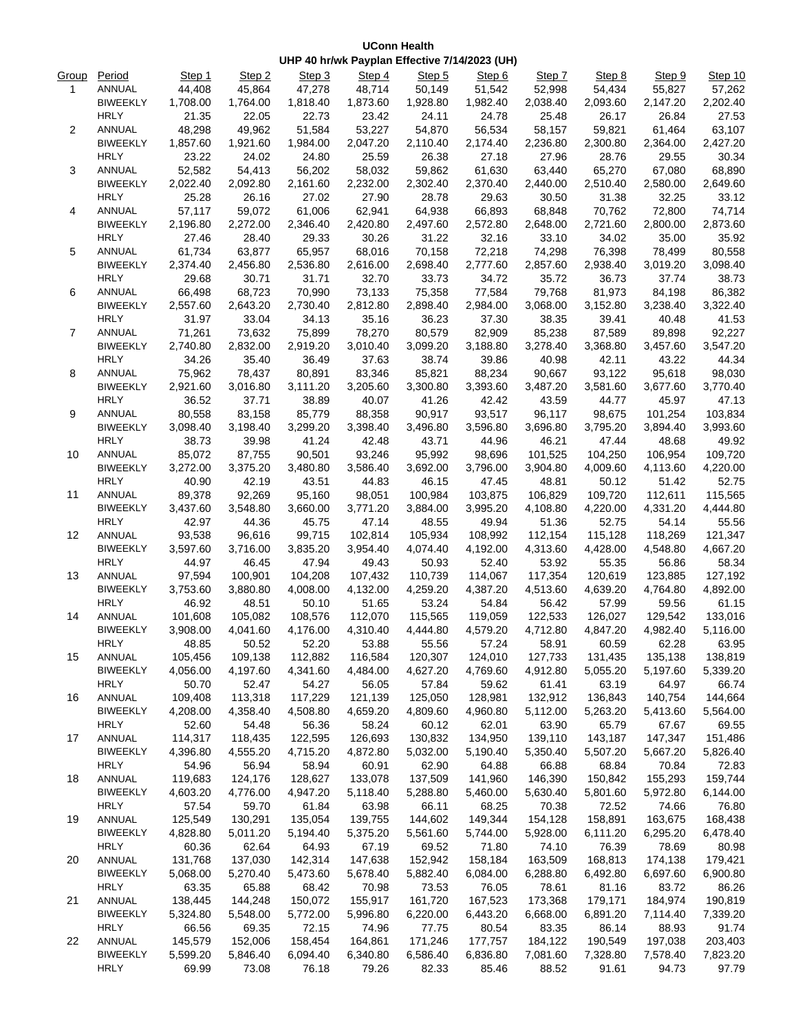**UConn Health**

**UHP 40 hr/wk Payplan Effective 7/14/2023 (UH)**

| Group | Period | Step 1 | Step 2 | Step 3 | Step 4 | Step 5 | Step 6 | Step 7 | Step 8 | Step 9 | Step 10 |
|---|---|---|---|---|---|---|---|---|---|---|---|
| 1 | ANNUAL | 44,408 | 45,864 | 47,278 | 48,714 | 50,149 | 51,542 | 52,998 | 54,434 | 55,827 | 57,262 |
| | BIWEEKLY | 1,708.00 | 1,764.00 | 1,818.40 | 1,873.60 | 1,928.80 | 1,982.40 | 2,038.40 | 2,093.60 | 2,147.20 | 2,202.40 |
| | HRLY | 21.35 | 22.05 | 22.73 | 23.42 | 24.11 | 24.78 | 25.48 | 26.17 | 26.84 | 27.53 |
| 2 | ANNUAL | 48,298 | 49,962 | 51,584 | 53,227 | 54,870 | 56,534 | 58,157 | 59,821 | 61,464 | 63,107 |
| | BIWEEKLY | 1,857.60 | 1,921.60 | 1,984.00 | 2,047.20 | 2,110.40 | 2,174.40 | 2,236.80 | 2,300.80 | 2,364.00 | 2,427.20 |
| | HRLY | 23.22 | 24.02 | 24.80 | 25.59 | 26.38 | 27.18 | 27.96 | 28.76 | 29.55 | 30.34 |
| 3 | ANNUAL | 52,582 | 54,413 | 56,202 | 58,032 | 59,862 | 61,630 | 63,440 | 65,270 | 67,080 | 68,890 |
| | BIWEEKLY | 2,022.40 | 2,092.80 | 2,161.60 | 2,232.00 | 2,302.40 | 2,370.40 | 2,440.00 | 2,510.40 | 2,580.00 | 2,649.60 |
| | HRLY | 25.28 | 26.16 | 27.02 | 27.90 | 28.78 | 29.63 | 30.50 | 31.38 | 32.25 | 33.12 |
| 4 | ANNUAL | 57,117 | 59,072 | 61,006 | 62,941 | 64,938 | 66,893 | 68,848 | 70,762 | 72,800 | 74,714 |
| | BIWEEKLY | 2,196.80 | 2,272.00 | 2,346.40 | 2,420.80 | 2,497.60 | 2,572.80 | 2,648.00 | 2,721.60 | 2,800.00 | 2,873.60 |
| | HRLY | 27.46 | 28.40 | 29.33 | 30.26 | 31.22 | 32.16 | 33.10 | 34.02 | 35.00 | 35.92 |
| 5 | ANNUAL | 61,734 | 63,877 | 65,957 | 68,016 | 70,158 | 72,218 | 74,298 | 76,398 | 78,499 | 80,558 |
| | BIWEEKLY | 2,374.40 | 2,456.80 | 2,536.80 | 2,616.00 | 2,698.40 | 2,777.60 | 2,857.60 | 2,938.40 | 3,019.20 | 3,098.40 |
| | HRLY | 29.68 | 30.71 | 31.71 | 32.70 | 33.73 | 34.72 | 35.72 | 36.73 | 37.74 | 38.73 |
| 6 | ANNUAL | 66,498 | 68,723 | 70,990 | 73,133 | 75,358 | 77,584 | 79,768 | 81,973 | 84,198 | 86,382 |
| | BIWEEKLY | 2,557.60 | 2,643.20 | 2,730.40 | 2,812.80 | 2,898.40 | 2,984.00 | 3,068.00 | 3,152.80 | 3,238.40 | 3,322.40 |
| | HRLY | 31.97 | 33.04 | 34.13 | 35.16 | 36.23 | 37.30 | 38.35 | 39.41 | 40.48 | 41.53 |
| 7 | ANNUAL | 71,261 | 73,632 | 75,899 | 78,270 | 80,579 | 82,909 | 85,238 | 87,589 | 89,898 | 92,227 |
| | BIWEEKLY | 2,740.80 | 2,832.00 | 2,919.20 | 3,010.40 | 3,099.20 | 3,188.80 | 3,278.40 | 3,368.80 | 3,457.60 | 3,547.20 |
| | HRLY | 34.26 | 35.40 | 36.49 | 37.63 | 38.74 | 39.86 | 40.98 | 42.11 | 43.22 | 44.34 |
| 8 | ANNUAL | 75,962 | 78,437 | 80,891 | 83,346 | 85,821 | 88,234 | 90,667 | 93,122 | 95,618 | 98,030 |
| | BIWEEKLY | 2,921.60 | 3,016.80 | 3,111.20 | 3,205.60 | 3,300.80 | 3,393.60 | 3,487.20 | 3,581.60 | 3,677.60 | 3,770.40 |
| | HRLY | 36.52 | 37.71 | 38.89 | 40.07 | 41.26 | 42.42 | 43.59 | 44.77 | 45.97 | 47.13 |
| 9 | ANNUAL | 80,558 | 83,158 | 85,779 | 88,358 | 90,917 | 93,517 | 96,117 | 98,675 | 101,254 | 103,834 |
| | BIWEEKLY | 3,098.40 | 3,198.40 | 3,299.20 | 3,398.40 | 3,496.80 | 3,596.80 | 3,696.80 | 3,795.20 | 3,894.40 | 3,993.60 |
| | HRLY | 38.73 | 39.98 | 41.24 | 42.48 | 43.71 | 44.96 | 46.21 | 47.44 | 48.68 | 49.92 |
| 10 | ANNUAL | 85,072 | 87,755 | 90,501 | 93,246 | 95,992 | 98,696 | 101,525 | 104,250 | 106,954 | 109,720 |
| | BIWEEKLY | 3,272.00 | 3,375.20 | 3,480.80 | 3,586.40 | 3,692.00 | 3,796.00 | 3,904.80 | 4,009.60 | 4,113.60 | 4,220.00 |
| | HRLY | 40.90 | 42.19 | 43.51 | 44.83 | 46.15 | 47.45 | 48.81 | 50.12 | 51.42 | 52.75 |
| 11 | ANNUAL | 89,378 | 92,269 | 95,160 | 98,051 | 100,984 | 103,875 | 106,829 | 109,720 | 112,611 | 115,565 |
| | BIWEEKLY | 3,437.60 | 3,548.80 | 3,660.00 | 3,771.20 | 3,884.00 | 3,995.20 | 4,108.80 | 4,220.00 | 4,331.20 | 4,444.80 |
| | HRLY | 42.97 | 44.36 | 45.75 | 47.14 | 48.55 | 49.94 | 51.36 | 52.75 | 54.14 | 55.56 |
| 12 | ANNUAL | 93,538 | 96,616 | 99,715 | 102,814 | 105,934 | 108,992 | 112,154 | 115,128 | 118,269 | 121,347 |
| | BIWEEKLY | 3,597.60 | 3,716.00 | 3,835.20 | 3,954.40 | 4,074.40 | 4,192.00 | 4,313.60 | 4,428.00 | 4,548.80 | 4,667.20 |
| | HRLY | 44.97 | 46.45 | 47.94 | 49.43 | 50.93 | 52.40 | 53.92 | 55.35 | 56.86 | 58.34 |
| 13 | ANNUAL | 97,594 | 100,901 | 104,208 | 107,432 | 110,739 | 114,067 | 117,354 | 120,619 | 123,885 | 127,192 |
| | BIWEEKLY | 3,753.60 | 3,880.80 | 4,008.00 | 4,132.00 | 4,259.20 | 4,387.20 | 4,513.60 | 4,639.20 | 4,764.80 | 4,892.00 |
| | HRLY | 46.92 | 48.51 | 50.10 | 51.65 | 53.24 | 54.84 | 56.42 | 57.99 | 59.56 | 61.15 |
| 14 | ANNUAL | 101,608 | 105,082 | 108,576 | 112,070 | 115,565 | 119,059 | 122,533 | 126,027 | 129,542 | 133,016 |
| | BIWEEKLY | 3,908.00 | 4,041.60 | 4,176.00 | 4,310.40 | 4,444.80 | 4,579.20 | 4,712.80 | 4,847.20 | 4,982.40 | 5,116.00 |
| | HRLY | 48.85 | 50.52 | 52.20 | 53.88 | 55.56 | 57.24 | 58.91 | 60.59 | 62.28 | 63.95 |
| 15 | ANNUAL | 105,456 | 109,138 | 112,882 | 116,584 | 120,307 | 124,010 | 127,733 | 131,435 | 135,138 | 138,819 |
| | BIWEEKLY | 4,056.00 | 4,197.60 | 4,341.60 | 4,484.00 | 4,627.20 | 4,769.60 | 4,912.80 | 5,055.20 | 5,197.60 | 5,339.20 |
| | HRLY | 50.70 | 52.47 | 54.27 | 56.05 | 57.84 | 59.62 | 61.41 | 63.19 | 64.97 | 66.74 |
| 16 | ANNUAL | 109,408 | 113,318 | 117,229 | 121,139 | 125,050 | 128,981 | 132,912 | 136,843 | 140,754 | 144,664 |
| | BIWEEKLY | 4,208.00 | 4,358.40 | 4,508.80 | 4,659.20 | 4,809.60 | 4,960.80 | 5,112.00 | 5,263.20 | 5,413.60 | 5,564.00 |
| | HRLY | 52.60 | 54.48 | 56.36 | 58.24 | 60.12 | 62.01 | 63.90 | 65.79 | 67.67 | 69.55 |
| 17 | ANNUAL | 114,317 | 118,435 | 122,595 | 126,693 | 130,832 | 134,950 | 139,110 | 143,187 | 147,347 | 151,486 |
| | BIWEEKLY | 4,396.80 | 4,555.20 | 4,715.20 | 4,872.80 | 5,032.00 | 5,190.40 | 5,350.40 | 5,507.20 | 5,667.20 | 5,826.40 |
| | HRLY | 54.96 | 56.94 | 58.94 | 60.91 | 62.90 | 64.88 | 66.88 | 68.84 | 70.84 | 72.83 |
| 18 | ANNUAL | 119,683 | 124,176 | 128,627 | 133,078 | 137,509 | 141,960 | 146,390 | 150,842 | 155,293 | 159,744 |
| | BIWEEKLY | 4,603.20 | 4,776.00 | 4,947.20 | 5,118.40 | 5,288.80 | 5,460.00 | 5,630.40 | 5,801.60 | 5,972.80 | 6,144.00 |
| | HRLY | 57.54 | 59.70 | 61.84 | 63.98 | 66.11 | 68.25 | 70.38 | 72.52 | 74.66 | 76.80 |
| 19 | ANNUAL | 125,549 | 130,291 | 135,054 | 139,755 | 144,602 | 149,344 | 154,128 | 158,891 | 163,675 | 168,438 |
| | BIWEEKLY | 4,828.80 | 5,011.20 | 5,194.40 | 5,375.20 | 5,561.60 | 5,744.00 | 5,928.00 | 6,111.20 | 6,295.20 | 6,478.40 |
| | HRLY | 60.36 | 62.64 | 64.93 | 67.19 | 69.52 | 71.80 | 74.10 | 76.39 | 78.69 | 80.98 |
| 20 | ANNUAL | 131,768 | 137,030 | 142,314 | 147,638 | 152,942 | 158,184 | 163,509 | 168,813 | 174,138 | 179,421 |
| | BIWEEKLY | 5,068.00 | 5,270.40 | 5,473.60 | 5,678.40 | 5,882.40 | 6,084.00 | 6,288.80 | 6,492.80 | 6,697.60 | 6,900.80 |
| | HRLY | 63.35 | 65.88 | 68.42 | 70.98 | 73.53 | 76.05 | 78.61 | 81.16 | 83.72 | 86.26 |
| 21 | ANNUAL | 138,445 | 144,248 | 150,072 | 155,917 | 161,720 | 167,523 | 173,368 | 179,171 | 184,974 | 190,819 |
| | BIWEEKLY | 5,324.80 | 5,548.00 | 5,772.00 | 5,996.80 | 6,220.00 | 6,443.20 | 6,668.00 | 6,891.20 | 7,114.40 | 7,339.20 |
| | HRLY | 66.56 | 69.35 | 72.15 | 74.96 | 77.75 | 80.54 | 83.35 | 86.14 | 88.93 | 91.74 |
| 22 | ANNUAL | 145,579 | 152,006 | 158,454 | 164,861 | 171,246 | 177,757 | 184,122 | 190,549 | 197,038 | 203,403 |
| | BIWEEKLY | 5,599.20 | 5,846.40 | 6,094.40 | 6,340.80 | 6,586.40 | 6,836.80 | 7,081.60 | 7,328.80 | 7,578.40 | 7,823.20 |
| | HRLY | 69.99 | 73.08 | 76.18 | 79.26 | 82.33 | 85.46 | 88.52 | 91.61 | 94.73 | 97.79 |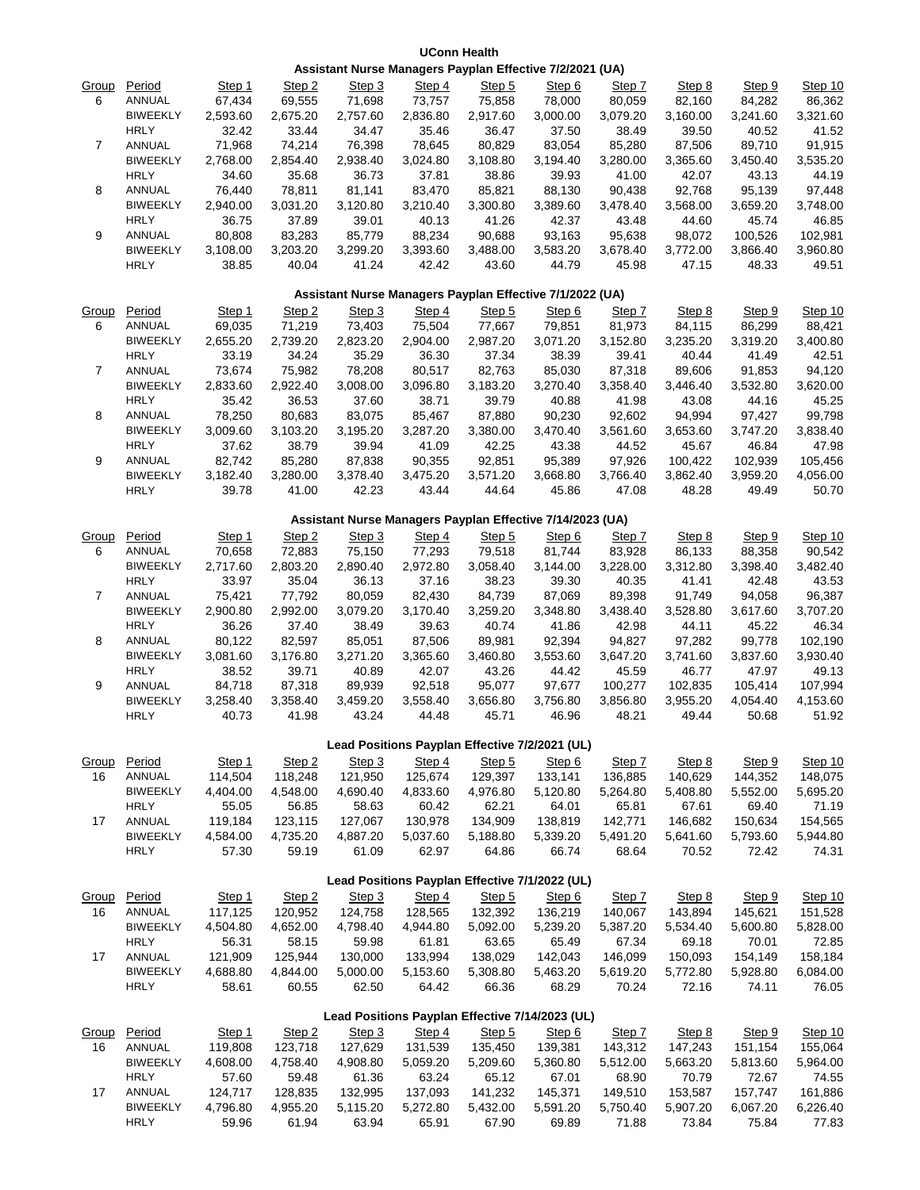# UConn Health

## Assistant Nurse Managers Payplan Effective 7/2/2021 (UA)

| Group | Period | Step 1 | Step 2 | Step 3 | Step 4 | Step 5 | Step 6 | Step 7 | Step 8 | Step 9 | Step 10 |
|---|---|---|---|---|---|---|---|---|---|---|---|
| 6 | ANNUAL | 67,434 | 69,555 | 71,698 | 73,757 | 75,858 | 78,000 | 80,059 | 82,160 | 84,282 | 86,362 |
| | BIWEEKLY | 2,593.60 | 2,675.20 | 2,757.60 | 2,836.80 | 2,917.60 | 3,000.00 | 3,079.20 | 3,160.00 | 3,241.60 | 3,321.60 |
| | HRLY | 32.42 | 33.44 | 34.47 | 35.46 | 36.47 | 37.50 | 38.49 | 39.50 | 40.52 | 41.52 |
| 7 | ANNUAL | 71,968 | 74,214 | 76,398 | 78,645 | 80,829 | 83,054 | 85,280 | 87,506 | 89,710 | 91,915 |
| | BIWEEKLY | 2,768.00 | 2,854.40 | 2,938.40 | 3,024.80 | 3,108.80 | 3,194.40 | 3,280.00 | 3,365.60 | 3,450.40 | 3,535.20 |
| | HRLY | 34.60 | 35.68 | 36.73 | 37.81 | 38.86 | 39.93 | 41.00 | 42.07 | 43.13 | 44.19 |
| 8 | ANNUAL | 76,440 | 78,811 | 81,141 | 83,470 | 85,821 | 88,130 | 90,438 | 92,768 | 95,139 | 97,448 |
| | BIWEEKLY | 2,940.00 | 3,031.20 | 3,120.80 | 3,210.40 | 3,300.80 | 3,389.60 | 3,478.40 | 3,568.00 | 3,659.20 | 3,748.00 |
| | HRLY | 36.75 | 37.89 | 39.01 | 40.13 | 41.26 | 42.37 | 43.48 | 44.60 | 45.74 | 46.85 |
| 9 | ANNUAL | 80,808 | 83,283 | 85,779 | 88,234 | 90,688 | 93,163 | 95,638 | 98,072 | 100,526 | 102,981 |
| | BIWEEKLY | 3,108.00 | 3,203.20 | 3,299.20 | 3,393.60 | 3,488.00 | 3,583.20 | 3,678.40 | 3,772.00 | 3,866.40 | 3,960.80 |
| | HRLY | 38.85 | 40.04 | 41.24 | 42.42 | 43.60 | 44.79 | 45.98 | 47.15 | 48.33 | 49.51 |

## Assistant Nurse Managers Payplan Effective 7/1/2022 (UA)

| Group | Period | Step 1 | Step 2 | Step 3 | Step 4 | Step 5 | Step 6 | Step 7 | Step 8 | Step 9 | Step 10 |
|---|---|---|---|---|---|---|---|---|---|---|---|
| 6 | ANNUAL | 69,035 | 71,219 | 73,403 | 75,504 | 77,667 | 79,851 | 81,973 | 84,115 | 86,299 | 88,421 |
| | BIWEEKLY | 2,655.20 | 2,739.20 | 2,823.20 | 2,904.00 | 2,987.20 | 3,071.20 | 3,152.80 | 3,235.20 | 3,319.20 | 3,400.80 |
| | HRLY | 33.19 | 34.24 | 35.29 | 36.30 | 37.34 | 38.39 | 39.41 | 40.44 | 41.49 | 42.51 |
| 7 | ANNUAL | 73,674 | 75,982 | 78,208 | 80,517 | 82,763 | 85,030 | 87,318 | 89,606 | 91,853 | 94,120 |
| | BIWEEKLY | 2,833.60 | 2,922.40 | 3,008.00 | 3,096.80 | 3,183.20 | 3,270.40 | 3,358.40 | 3,446.40 | 3,532.80 | 3,620.00 |
| | HRLY | 35.42 | 36.53 | 37.60 | 38.71 | 39.79 | 40.88 | 41.98 | 43.08 | 44.16 | 45.25 |
| 8 | ANNUAL | 78,250 | 80,683 | 83,075 | 85,467 | 87,880 | 90,230 | 92,602 | 94,994 | 97,427 | 99,798 |
| | BIWEEKLY | 3,009.60 | 3,103.20 | 3,195.20 | 3,287.20 | 3,380.00 | 3,470.40 | 3,561.60 | 3,653.60 | 3,747.20 | 3,838.40 |
| | HRLY | 37.62 | 38.79 | 39.94 | 41.09 | 42.25 | 43.38 | 44.52 | 45.67 | 46.84 | 47.98 |
| 9 | ANNUAL | 82,742 | 85,280 | 87,838 | 90,355 | 92,851 | 95,389 | 97,926 | 100,422 | 102,939 | 105,456 |
| | BIWEEKLY | 3,182.40 | 3,280.00 | 3,378.40 | 3,475.20 | 3,571.20 | 3,668.80 | 3,766.40 | 3,862.40 | 3,959.20 | 4,056.00 |
| | HRLY | 39.78 | 41.00 | 42.23 | 43.44 | 44.64 | 45.86 | 47.08 | 48.28 | 49.49 | 50.70 |

## Assistant Nurse Managers Payplan Effective 7/14/2023 (UA)

| Group | Period | Step 1 | Step 2 | Step 3 | Step 4 | Step 5 | Step 6 | Step 7 | Step 8 | Step 9 | Step 10 |
|---|---|---|---|---|---|---|---|---|---|---|---|
| 6 | ANNUAL | 70,658 | 72,883 | 75,150 | 77,293 | 79,518 | 81,744 | 83,928 | 86,133 | 88,358 | 90,542 |
| | BIWEEKLY | 2,717.60 | 2,803.20 | 2,890.40 | 2,972.80 | 3,058.40 | 3,144.00 | 3,228.00 | 3,312.80 | 3,398.40 | 3,482.40 |
| | HRLY | 33.97 | 35.04 | 36.13 | 37.16 | 38.23 | 39.30 | 40.35 | 41.41 | 42.48 | 43.53 |
| 7 | ANNUAL | 75,421 | 77,792 | 80,059 | 82,430 | 84,739 | 87,069 | 89,398 | 91,749 | 94,058 | 96,387 |
| | BIWEEKLY | 2,900.80 | 2,992.00 | 3,079.20 | 3,170.40 | 3,259.20 | 3,348.80 | 3,438.40 | 3,528.80 | 3,617.60 | 3,707.20 |
| | HRLY | 36.26 | 37.40 | 38.49 | 39.63 | 40.74 | 41.86 | 42.98 | 44.11 | 45.22 | 46.34 |
| 8 | ANNUAL | 80,122 | 82,597 | 85,051 | 87,506 | 89,981 | 92,394 | 94,827 | 97,282 | 99,778 | 102,190 |
| | BIWEEKLY | 3,081.60 | 3,176.80 | 3,271.20 | 3,365.60 | 3,460.80 | 3,553.60 | 3,647.20 | 3,741.60 | 3,837.60 | 3,930.40 |
| | HRLY | 38.52 | 39.71 | 40.89 | 42.07 | 43.26 | 44.42 | 45.59 | 46.77 | 47.97 | 49.13 |
| 9 | ANNUAL | 84,718 | 87,318 | 89,939 | 92,518 | 95,077 | 97,677 | 100,277 | 102,835 | 105,414 | 107,994 |
| | BIWEEKLY | 3,258.40 | 3,358.40 | 3,459.20 | 3,558.40 | 3,656.80 | 3,756.80 | 3,856.80 | 3,955.20 | 4,054.40 | 4,153.60 |
| | HRLY | 40.73 | 41.98 | 43.24 | 44.48 | 45.71 | 46.96 | 48.21 | 49.44 | 50.68 | 51.92 |

## Lead Positions Payplan Effective 7/2/2021 (UL)

| Group | Period | Step 1 | Step 2 | Step 3 | Step 4 | Step 5 | Step 6 | Step 7 | Step 8 | Step 9 | Step 10 |
|---|---|---|---|---|---|---|---|---|---|---|---|
| 16 | ANNUAL | 114,504 | 118,248 | 121,950 | 125,674 | 129,397 | 133,141 | 136,885 | 140,629 | 144,352 | 148,075 |
| | BIWEEKLY | 4,404.00 | 4,548.00 | 4,690.40 | 4,833.60 | 4,976.80 | 5,120.80 | 5,264.80 | 5,408.80 | 5,552.00 | 5,695.20 |
| | HRLY | 55.05 | 56.85 | 58.63 | 60.42 | 62.21 | 64.01 | 65.81 | 67.61 | 69.40 | 71.19 |
| 17 | ANNUAL | 119,184 | 123,115 | 127,067 | 130,978 | 134,909 | 138,819 | 142,771 | 146,682 | 150,634 | 154,565 |
| | BIWEEKLY | 4,584.00 | 4,735.20 | 4,887.20 | 5,037.60 | 5,188.80 | 5,339.20 | 5,491.20 | 5,641.60 | 5,793.60 | 5,944.80 |
| | HRLY | 57.30 | 59.19 | 61.09 | 62.97 | 64.86 | 66.74 | 68.64 | 70.52 | 72.42 | 74.31 |

## Lead Positions Payplan Effective 7/1/2022 (UL)

| Group | Period | Step 1 | Step 2 | Step 3 | Step 4 | Step 5 | Step 6 | Step 7 | Step 8 | Step 9 | Step 10 |
|---|---|---|---|---|---|---|---|---|---|---|---|
| 16 | ANNUAL | 117,125 | 120,952 | 124,758 | 128,565 | 132,392 | 136,219 | 140,067 | 143,894 | 145,621 | 151,528 |
| | BIWEEKLY | 4,504.80 | 4,652.00 | 4,798.40 | 4,944.80 | 5,092.00 | 5,239.20 | 5,387.20 | 5,534.40 | 5,600.80 | 5,828.00 |
| | HRLY | 56.31 | 58.15 | 59.98 | 61.81 | 63.65 | 65.49 | 67.34 | 69.18 | 70.01 | 72.85 |
| 17 | ANNUAL | 121,909 | 125,944 | 130,000 | 133,994 | 138,029 | 142,043 | 146,099 | 150,093 | 154,149 | 158,184 |
| | BIWEEKLY | 4,688.80 | 4,844.00 | 5,000.00 | 5,153.60 | 5,308.80 | 5,463.20 | 5,619.20 | 5,772.80 | 5,928.80 | 6,084.00 |
| | HRLY | 58.61 | 60.55 | 62.50 | 64.42 | 66.36 | 68.29 | 70.24 | 72.16 | 74.11 | 76.05 |

## Lead Positions Payplan Effective 7/14/2023 (UL)

| Group | Period | Step 1 | Step 2 | Step 3 | Step 4 | Step 5 | Step 6 | Step 7 | Step 8 | Step 9 | Step 10 |
|---|---|---|---|---|---|---|---|---|---|---|---|
| 16 | ANNUAL | 119,808 | 123,718 | 127,629 | 131,539 | 135,450 | 139,381 | 143,312 | 147,243 | 151,154 | 155,064 |
| | BIWEEKLY | 4,608.00 | 4,758.40 | 4,908.80 | 5,059.20 | 5,209.60 | 5,360.80 | 5,512.00 | 5,663.20 | 5,813.60 | 5,964.00 |
| | HRLY | 57.60 | 59.48 | 61.36 | 63.24 | 65.12 | 67.01 | 68.90 | 70.79 | 72.67 | 74.55 |
| 17 | ANNUAL | 124,717 | 128,835 | 132,995 | 137,093 | 141,232 | 145,371 | 149,510 | 153,587 | 157,747 | 161,886 |
| | BIWEEKLY | 4,796.80 | 4,955.20 | 5,115.20 | 5,272.80 | 5,432.00 | 5,591.20 | 5,750.40 | 5,907.20 | 6,067.20 | 6,226.40 |
| | HRLY | 59.96 | 61.94 | 63.94 | 65.91 | 67.90 | 69.89 | 71.88 | 73.84 | 75.84 | 77.83 |